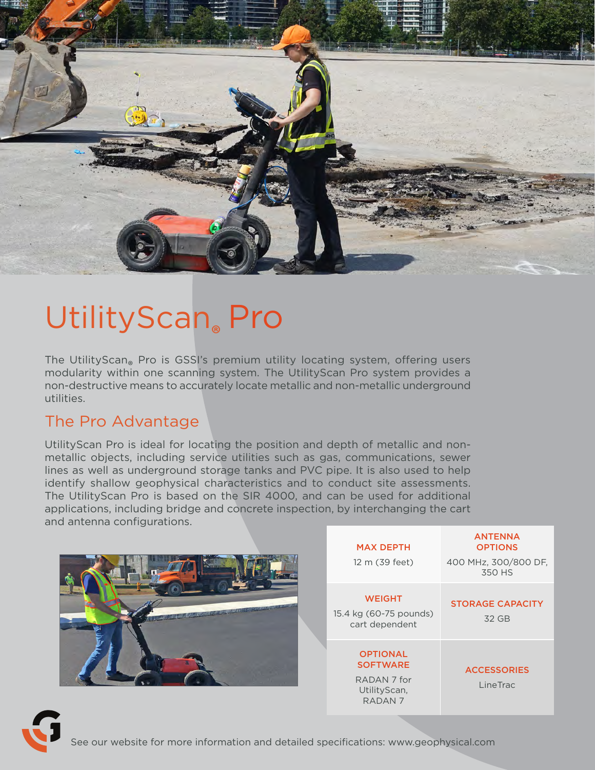# UtilityScan® Pro

The UtilityScan® Pro is GSSI's premium utility locating system, offering users modularity within one scanning system. The UtilityScan Pro system provides a non-destructive means to accurately locate metallic and non-metallic underground utilities.

## The Pro Advantage

UtilityScan Pro is ideal for locating the position and depth of metallic and non-metallic objects, including service utilities such as gas, communications, sewer lines as well as underground storage tanks and PVC pipe. It is also used to help identify shallow geophysical characteristics and to conduct site assessments. The UtilityScan Pro is based on the SIR 4000, and can be used for additional applications, including bridge and concrete inspection, by interchanging the cart and antenna configurations.

| MAX DEPTH | ANTENNA OPTIONS |
|---|---|
| 12 m (39 feet) | 400 MHz, 300/800 DF, 350 HS |
| **WEIGHT** | **STORAGE CAPACITY** |
| 15.4 kg (60-75 pounds) cart dependent | 32 GB |
| **OPTIONAL SOFTWARE** | **ACCESSORIES** |
| RADAN 7 for UtilityScan, RADAN 7 | LineTrac |

See our website for more information and detailed specifications: www.geophysical.com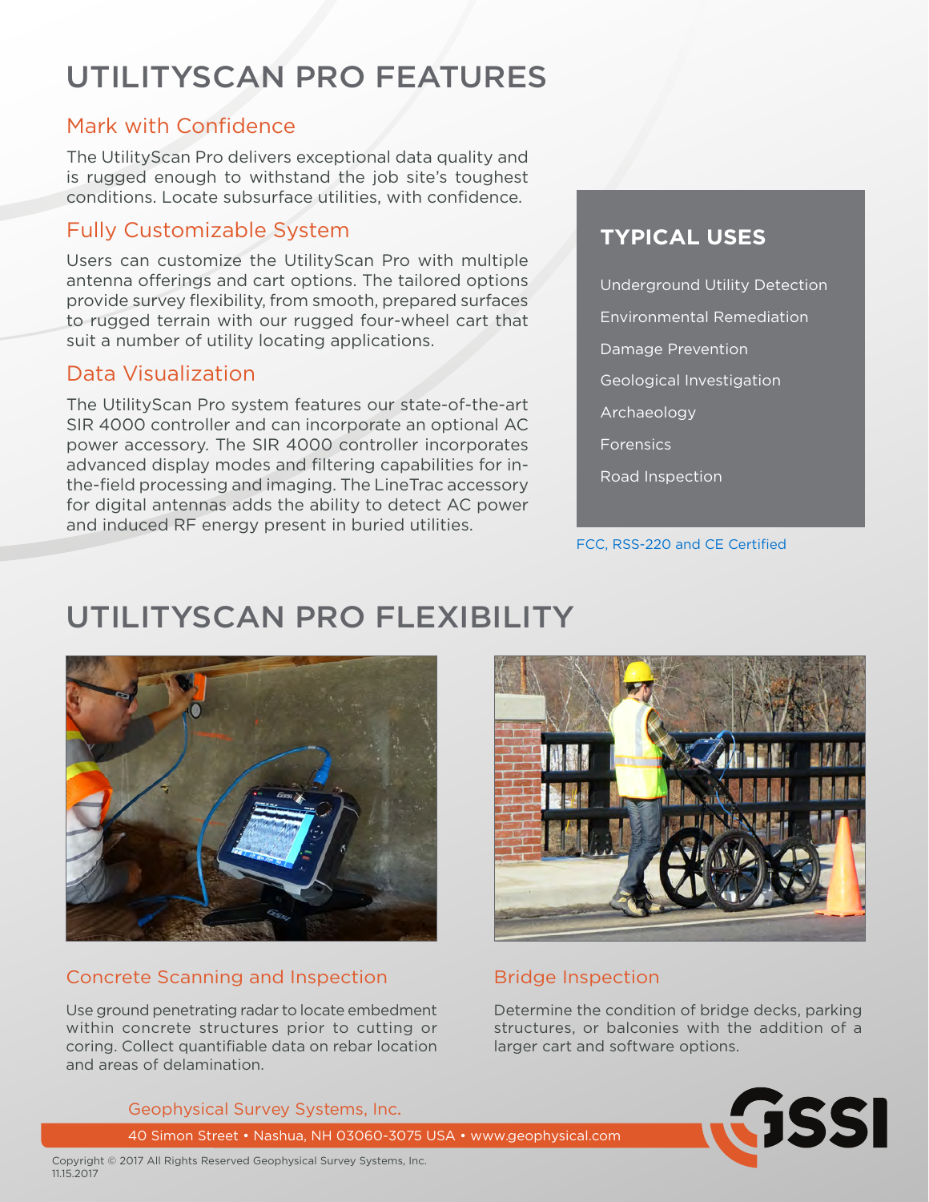# UTILITYSCAN PRO FEATURES

## Mark with Confidence

The UtilityScan Pro delivers exceptional data quality and is rugged enough to withstand the job site's toughest conditions. Locate subsurface utilities, with confidence.

## Fully Customizable System

Users can customize the UtilityScan Pro with multiple antenna offerings and cart options. The tailored options provide survey flexibility, from smooth, prepared surfaces to rugged terrain with our rugged four-wheel cart that suit a number of utility locating applications.

## Data Visualization

The UtilityScan Pro system features our state-of-the-art SIR 4000 controller and can incorporate an optional AC power accessory. The SIR 4000 controller incorporates advanced display modes and filtering capabilities for in-the-field processing and imaging. The LineTrac accessory for digital antennas adds the ability to detect AC power and induced RF energy present in buried utilities.

### TYPICAL USES

- Underground Utility Detection
- Environmental Remediation
- Damage Prevention
- Geological Investigation
- Archaeology
- Forensics
- Road Inspection

FCC, RSS-220 and CE Certified

# UTILITYSCAN PRO FLEXIBILITY

## Concrete Scanning and Inspection

Use ground penetrating radar to locate embedment within concrete structures prior to cutting or coring. Collect quantifiable data on rebar location and areas of delamination.

## Bridge Inspection

Determine the condition of bridge decks, parking structures, or balconies with the addition of a larger cart and software options.

Geophysical Survey Systems, Inc.

40 Simon Street • Nashua, NH 03060-3075 USA • www.geophysical.com

GSSI

Copyright © 2017 All Rights Reserved Geophysical Survey Systems, Inc.
11.15.2017